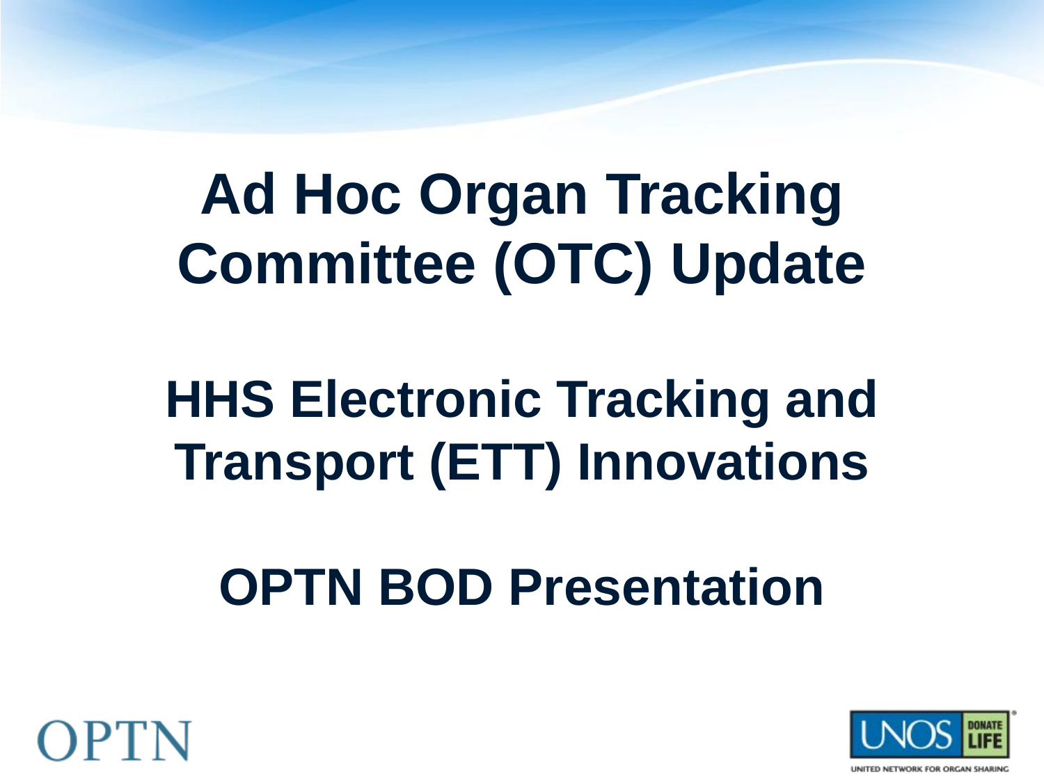# Ad Hoc Organ Tracking Committee (OTC) Update

## HHS Electronic Tracking and Transport (ETT) Innovations

## OPTN BOD Presentation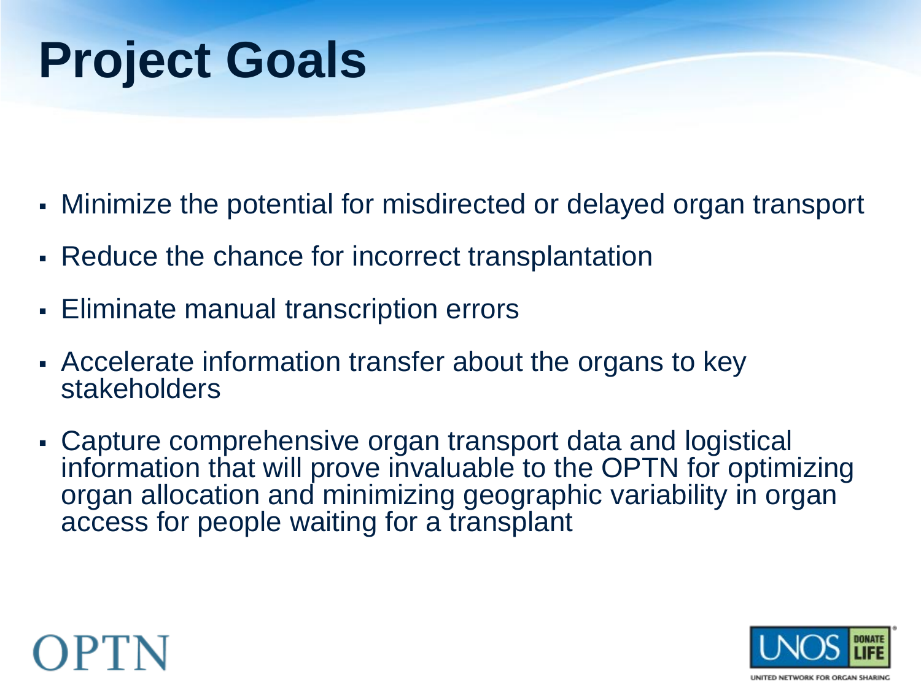# Project Goals

- Minimize the potential for misdirected or delayed organ transport
- Reduce the chance for incorrect transplantation
- Eliminate manual transcription errors
- Accelerate information transfer about the organs to key stakeholders
- Capture comprehensive organ transport data and logistical information that will prove invaluable to the OPTN for optimizing organ allocation and minimizing geographic variability in organ access for people waiting for a transplant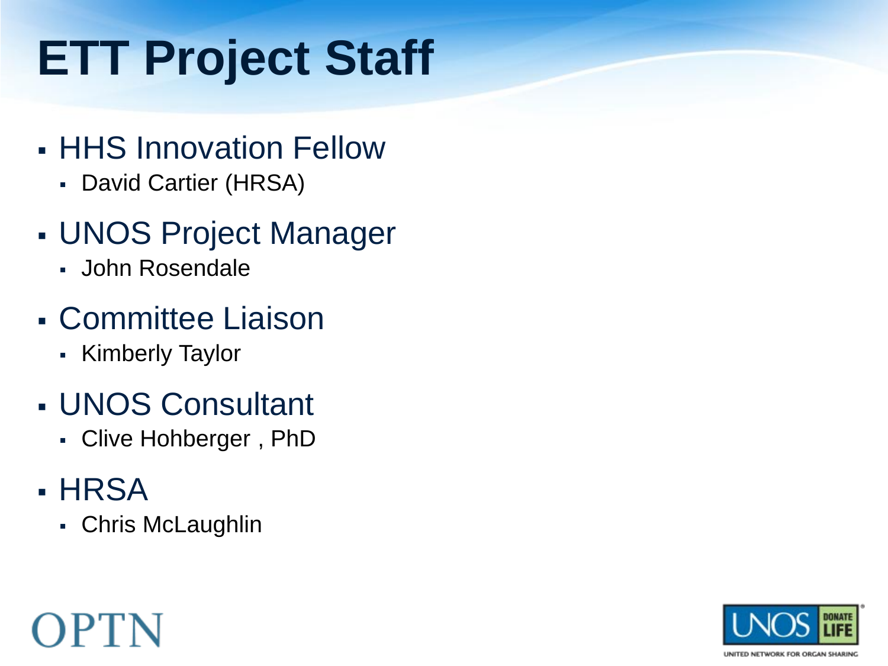# ETT Project Staff

- HHS Innovation Fellow
  - David Cartier (HRSA)
- UNOS Project Manager
  - John Rosendale
- Committee Liaison
  - Kimberly Taylor
- UNOS Consultant
  - Clive Hohberger , PhD
- HRSA
  - Chris McLaughlin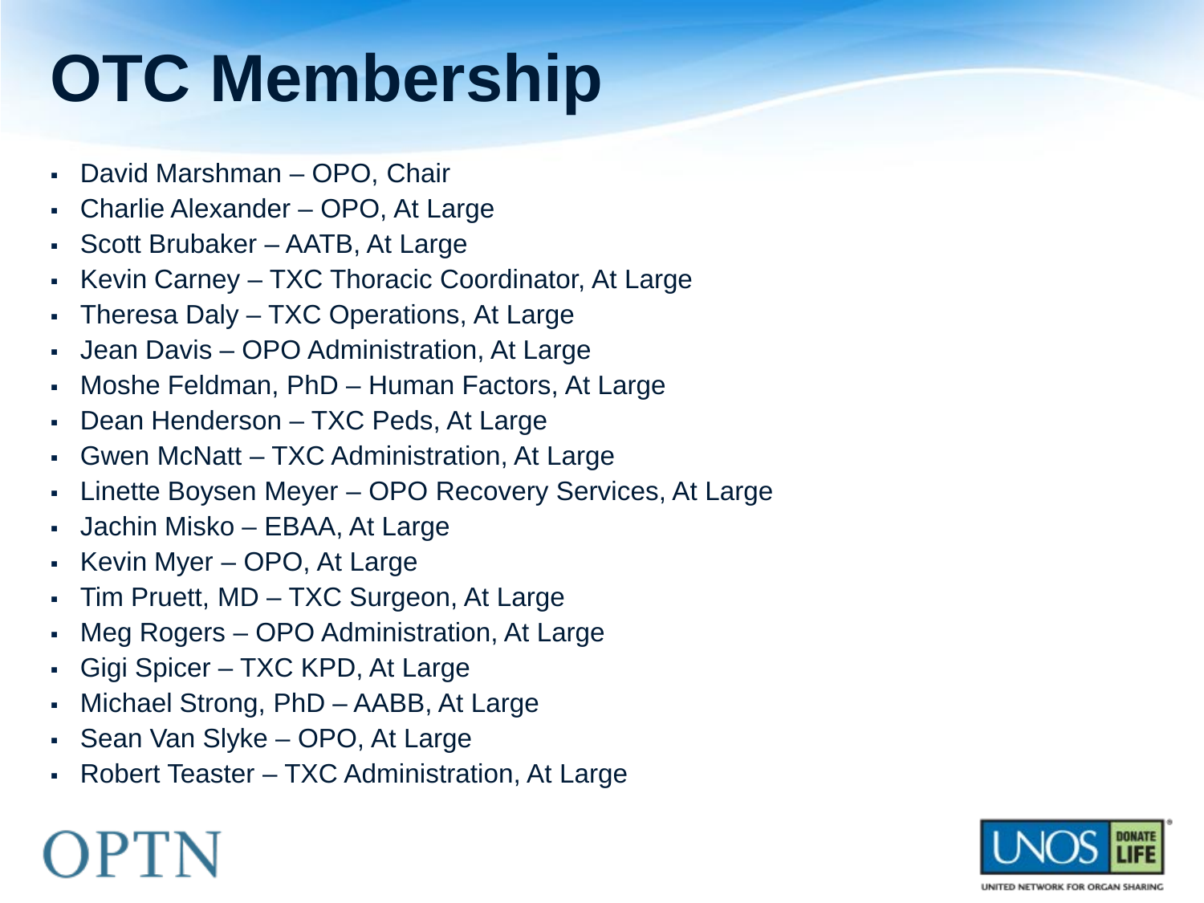# OTC Membership

- David Marshman – OPO, Chair
- Charlie Alexander – OPO, At Large
- Scott Brubaker – AATB, At Large
- Kevin Carney – TXC Thoracic Coordinator, At Large
- Theresa Daly – TXC Operations, At Large
- Jean Davis – OPO Administration, At Large
- Moshe Feldman, PhD – Human Factors, At Large
- Dean Henderson – TXC Peds, At Large
- Gwen McNatt – TXC Administration, At Large
- Linette Boysen Meyer – OPO Recovery Services, At Large
- Jachin Misko – EBAA, At Large
- Kevin Myer – OPO, At Large
- Tim Pruett, MD – TXC Surgeon, At Large
- Meg Rogers – OPO Administration, At Large
- Gigi Spicer – TXC KPD, At Large
- Michael Strong, PhD – AABB, At Large
- Sean Van Slyke – OPO, At Large
- Robert Teaster – TXC Administration, At Large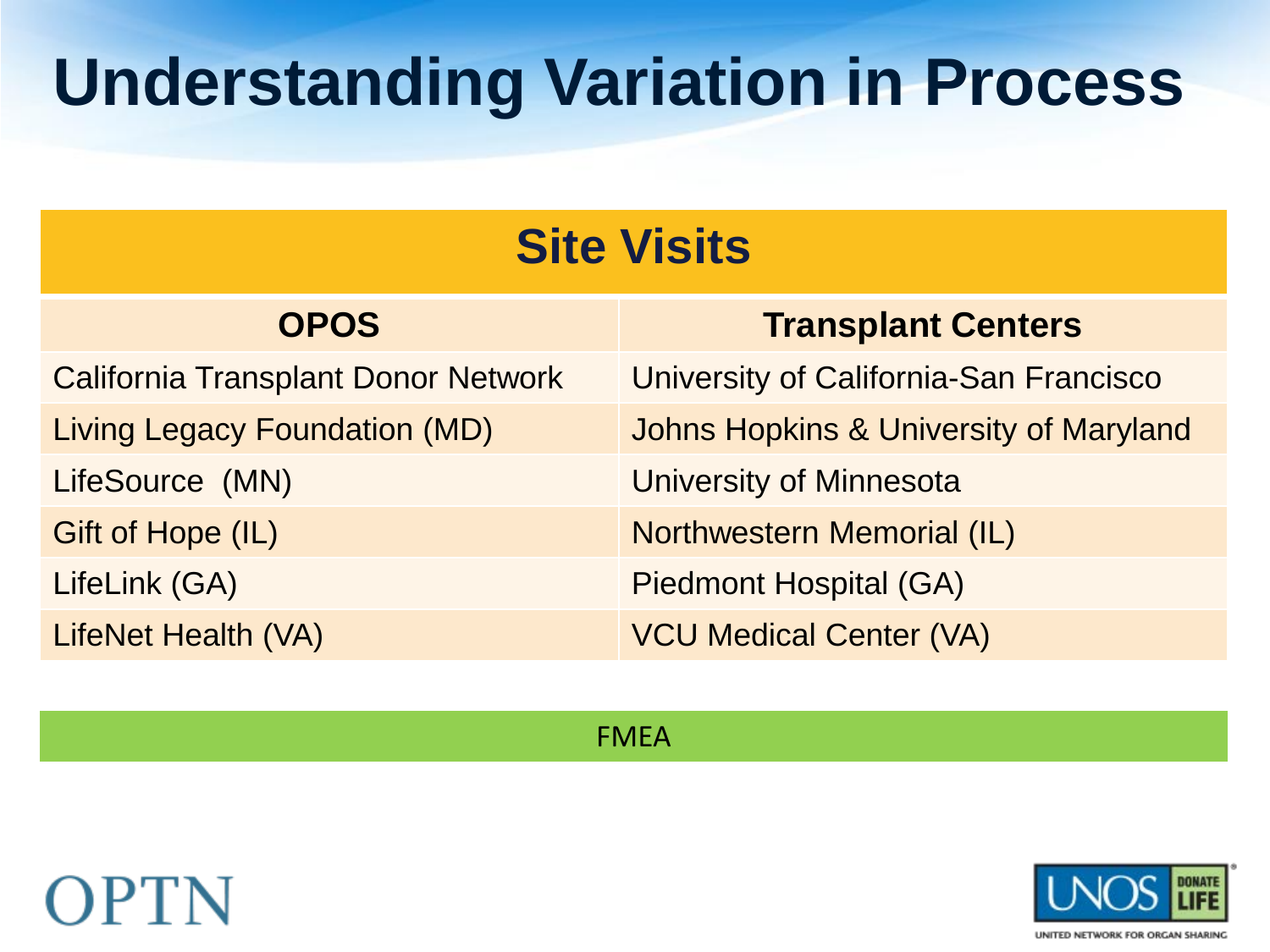# Understanding Variation in Process

## Site Visits

| OPOS | Transplant Centers |
|---|---|
| California Transplant Donor Network | University of California-San Francisco |
| Living Legacy Foundation (MD) | Johns Hopkins & University of Maryland |
| LifeSource (MN) | University of Minnesota |
| Gift of Hope (IL) | Northwestern Memorial (IL) |
| LifeLink (GA) | Piedmont Hospital (GA) |
| LifeNet Health (VA) | VCU Medical Center (VA) |

FMEA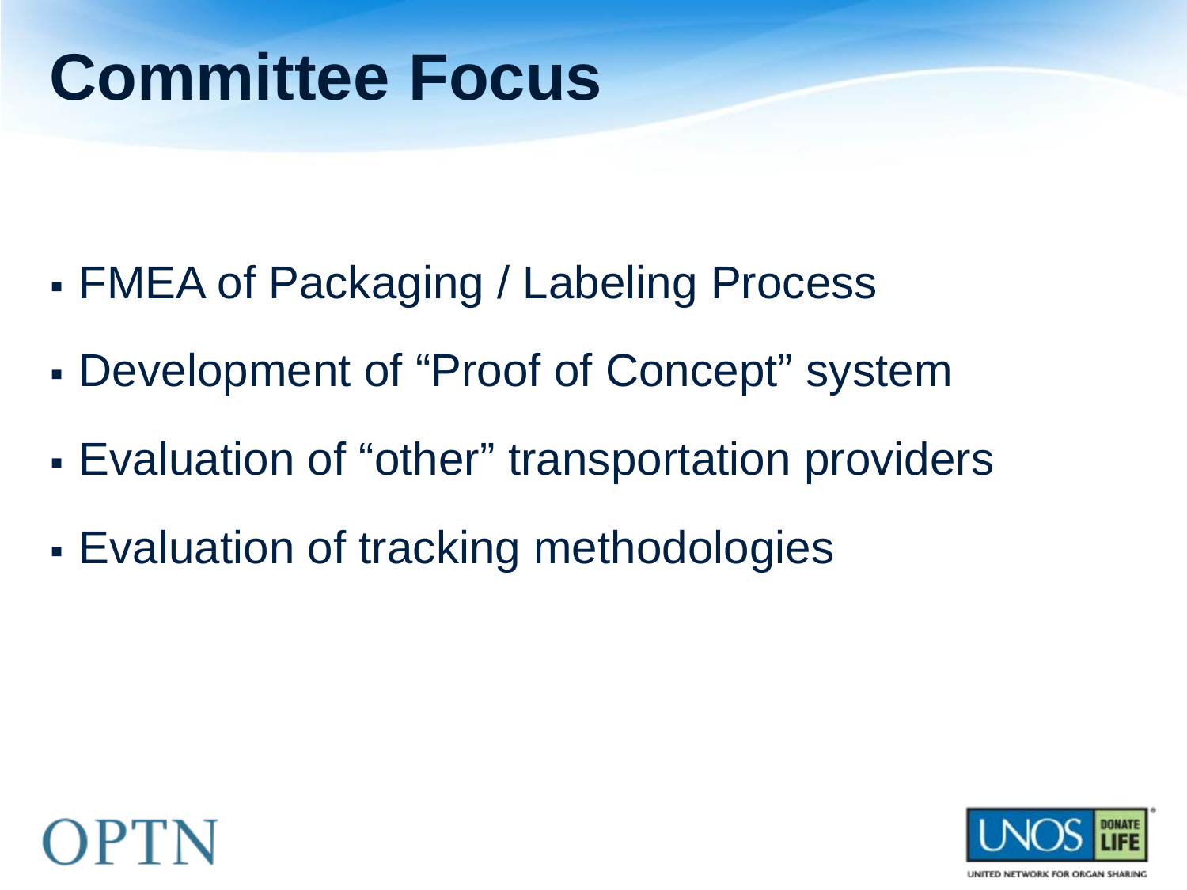# Committee Focus

- FMEA of Packaging / Labeling Process
- Development of “Proof of Concept” system
- Evaluation of “other” transportation providers
- Evaluation of tracking methodologies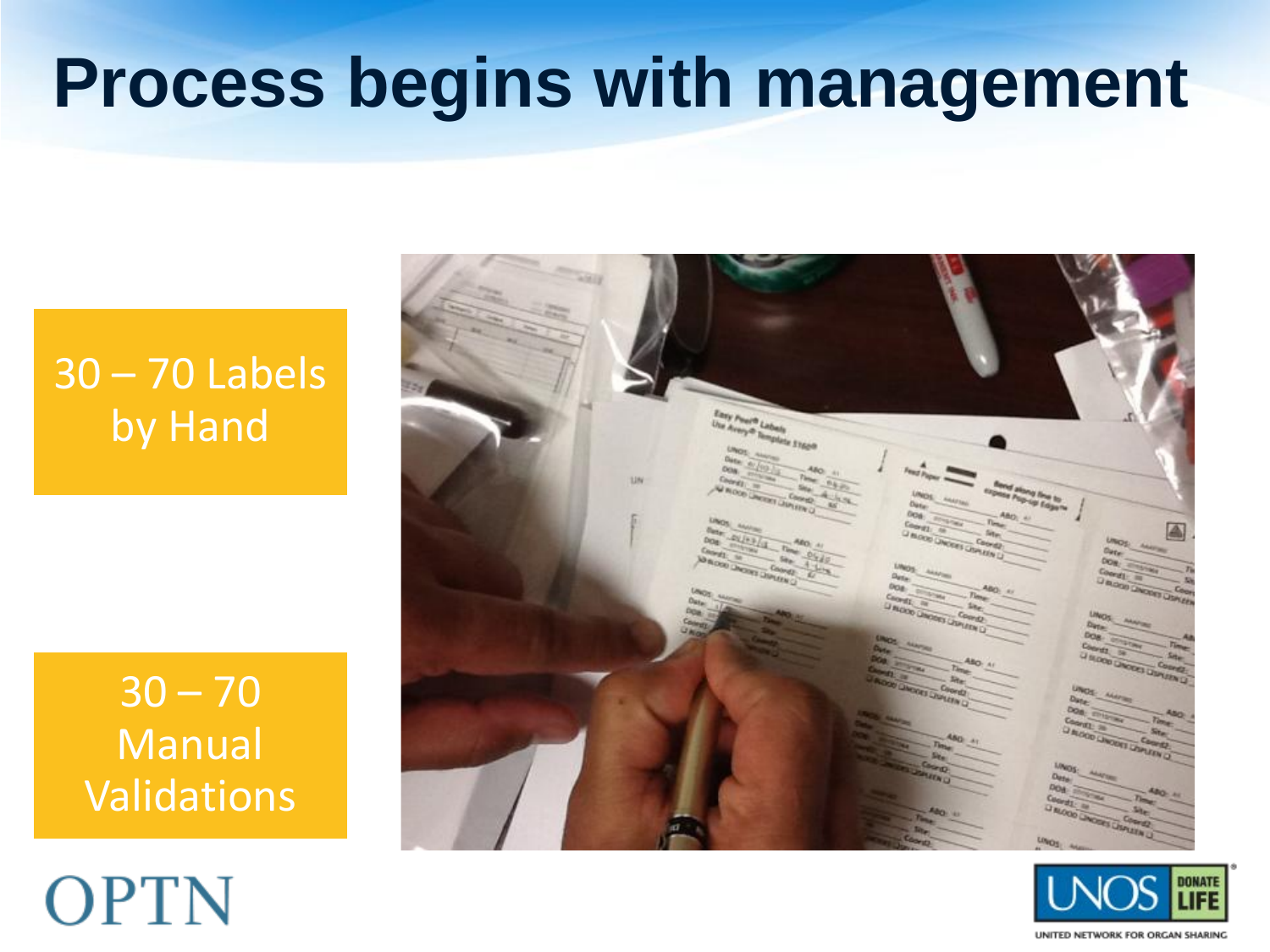# Process begins with management

30 – 70 Labels by Hand

30 – 70 Manual Validations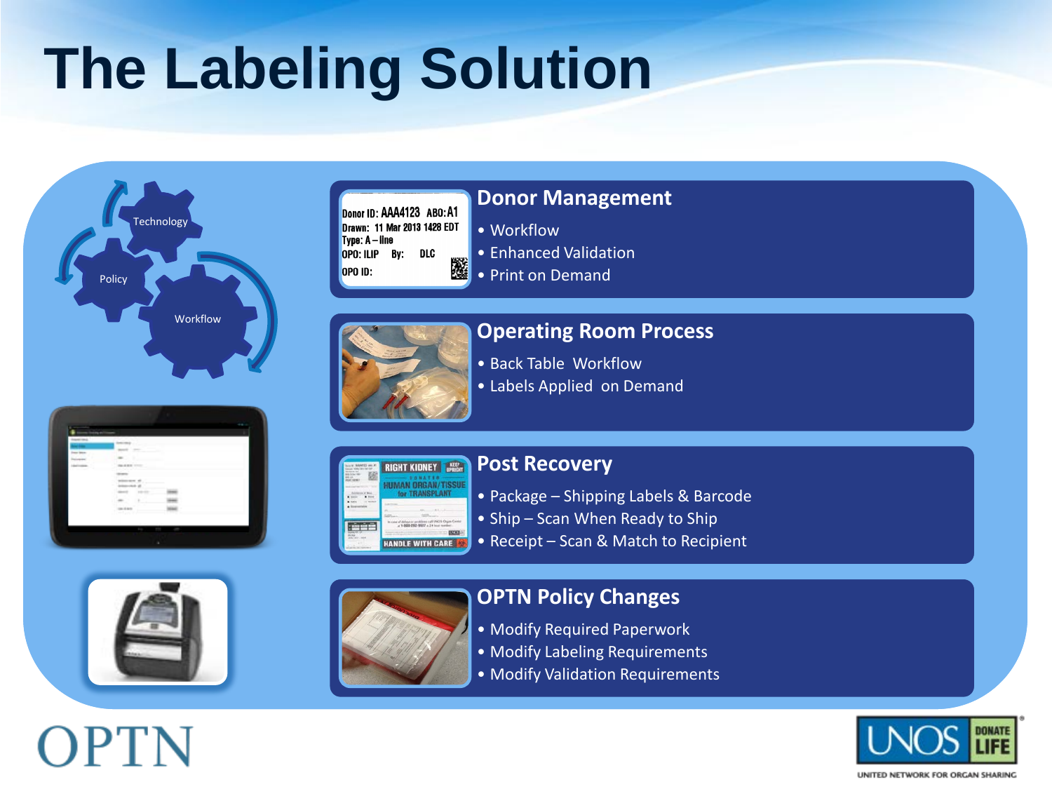# The Labeling Solution

Technology

Policy

Workflow

## Donor Management

- Workflow
- Enhanced Validation
- Print on Demand

## Operating Room Process

- Back Table Workflow
- Labels Applied on Demand

## Post Recovery

- Package – Shipping Labels & Barcode
- Ship – Scan When Ready to Ship
- Receipt – Scan & Match to Recipient

## OPTN Policy Changes

- Modify Required Paperwork
- Modify Labeling Requirements
- Modify Validation Requirements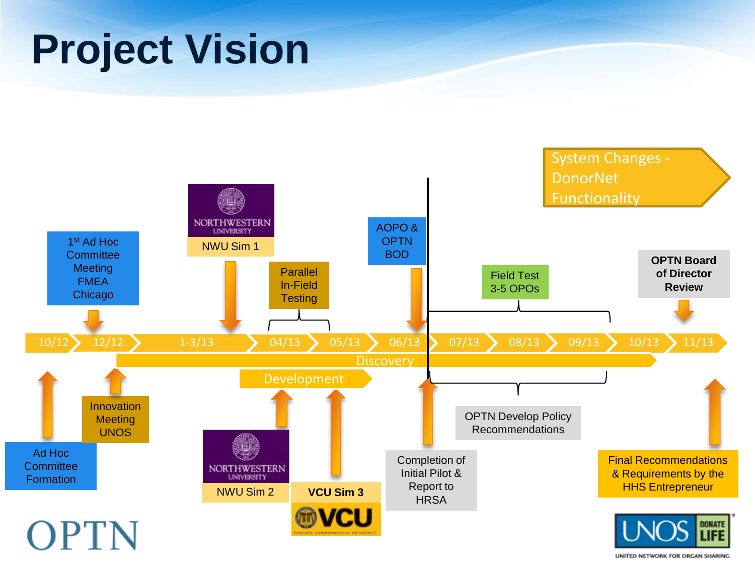# Project Vision

System Changes - DonorNet Functionality

NORTHWESTERN UNIVERSITY
NWU Sim 1

1st Ad Hoc Committee Meeting FMEA Chicago

Parallel In-Field Testing

AOPO & OPTN BOD

Field Test 3-5 OPOs

OPTN Board of Director Review

10/12 | 12/12 | 1-3/13 | 04/13 | 05/13 | 06/13 | 07/13 | 08/13 | 09/13 | 10/13 | 11/13

Discovery

Development

Ad Hoc Committee Formation

Innovation Meeting UNOS

NORTHWESTERN UNIVERSITY
NWU Sim 2

VCU Sim 3

VCU

Completion of Initial Pilot & Report to HRSA

OPTN Develop Policy Recommendations

Final Recommendations & Requirements by the HHS Entrepreneur

OPTN

UNOS DONATE LIFE
UNITED NETWORK FOR ORGAN SHARING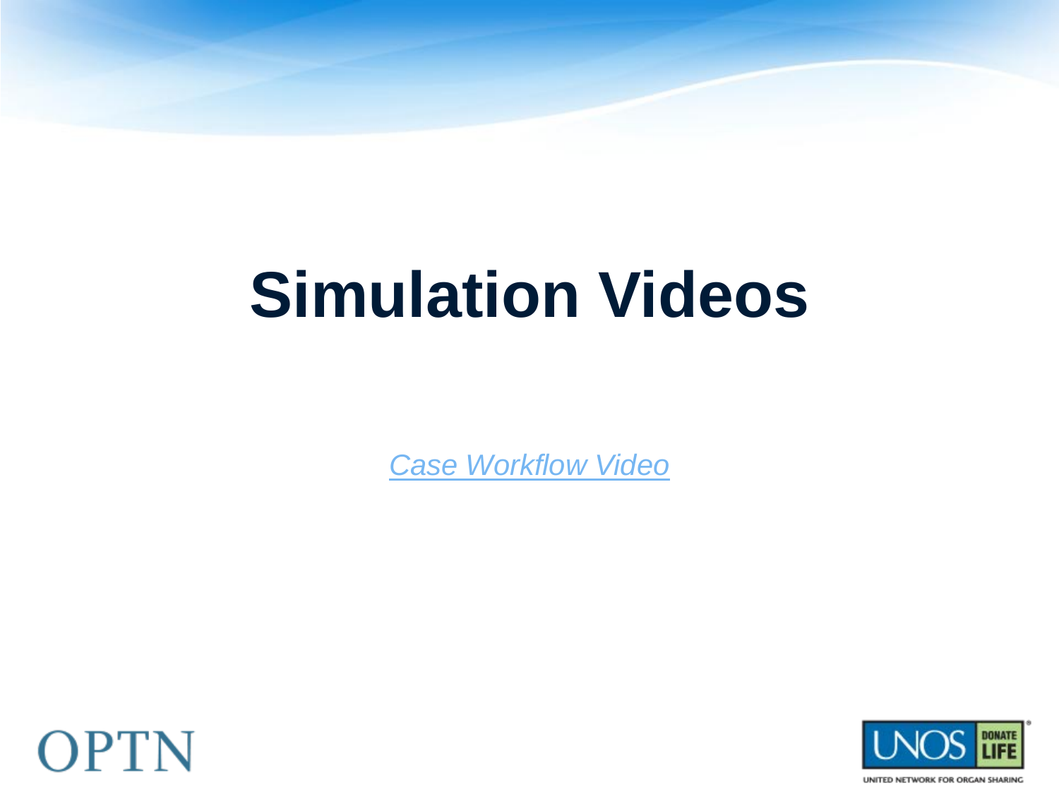# Simulation Videos

*[Case Workflow Video]*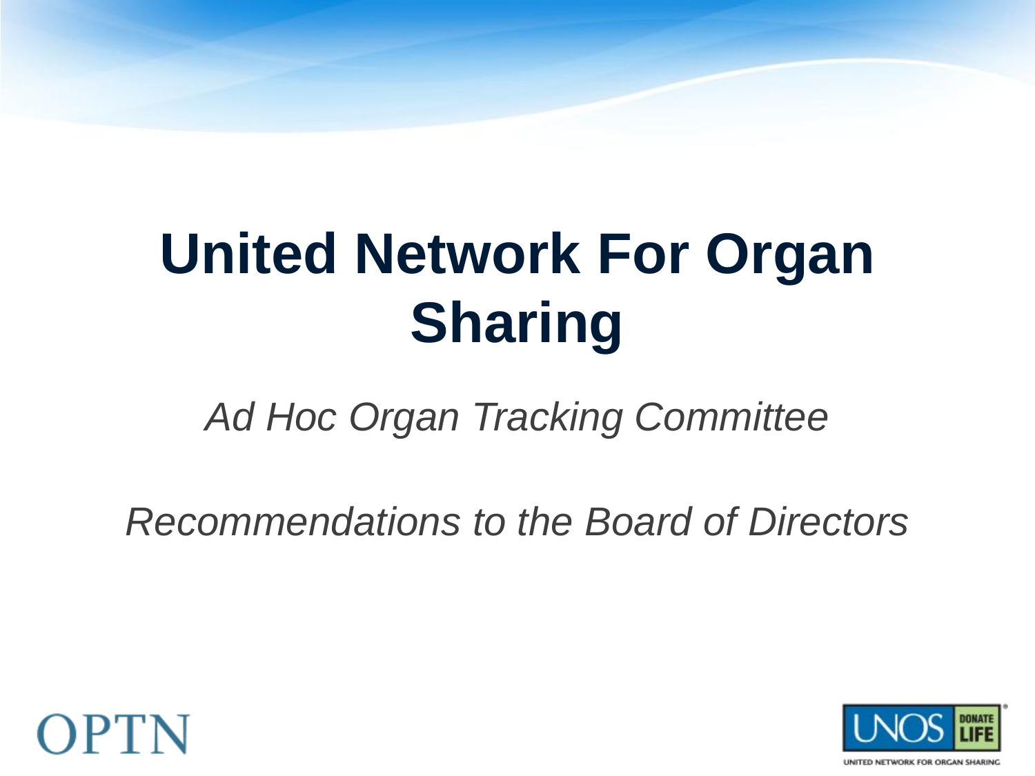# United Network For Organ Sharing

*Ad Hoc Organ Tracking Committee*

*Recommendations to the Board of Directors*

OPTN

UNOS DONATE LIFE

UNITED NETWORK FOR ORGAN SHARING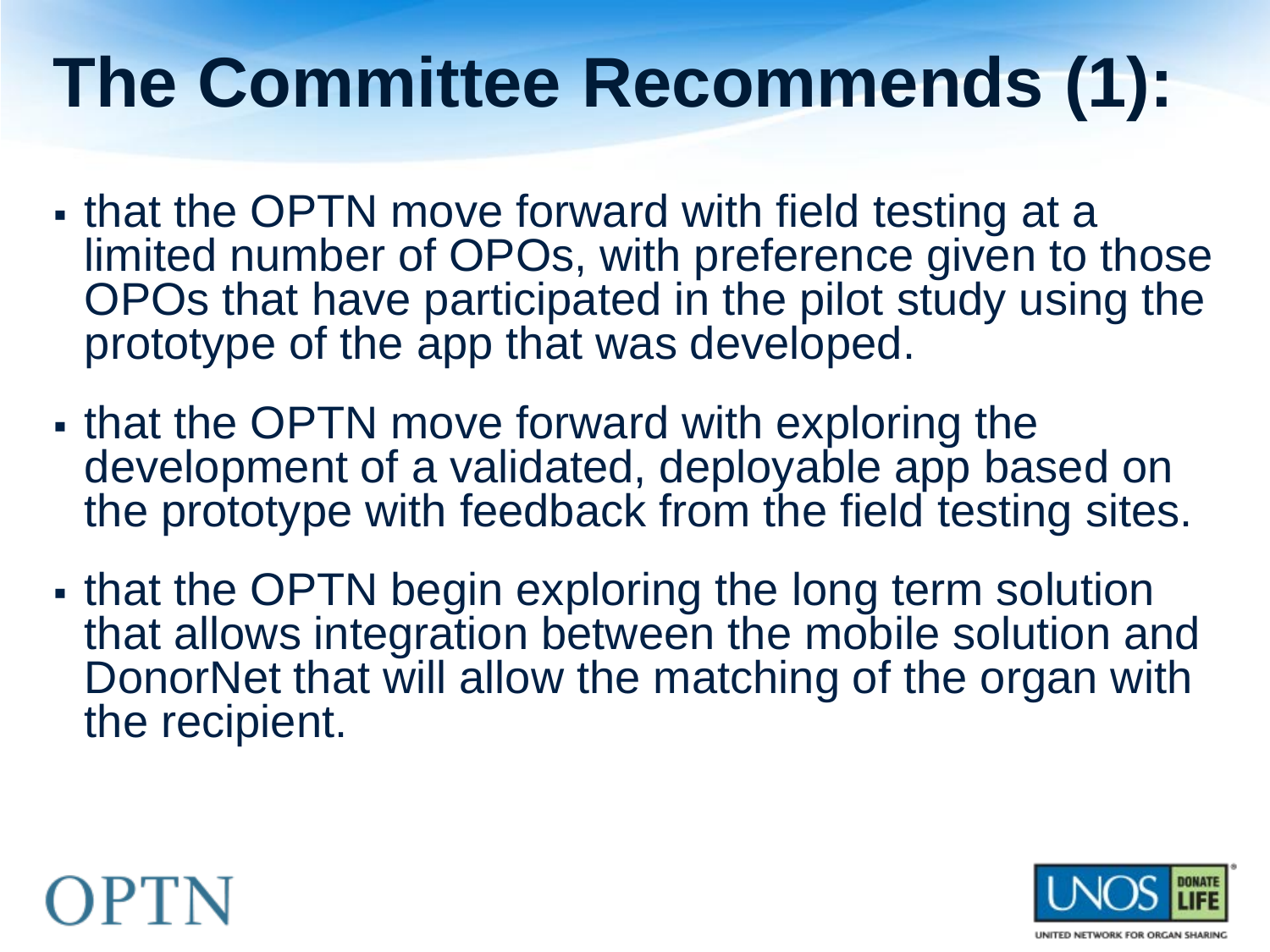# The Committee Recommends (1):

- that the OPTN move forward with field testing at a limited number of OPOs, with preference given to those OPOs that have participated in the pilot study using the prototype of the app that was developed.
- that the OPTN move forward with exploring the development of a validated, deployable app based on the prototype with feedback from the field testing sites.
- that the OPTN begin exploring the long term solution that allows integration between the mobile solution and DonorNet that will allow the matching of the organ with the recipient.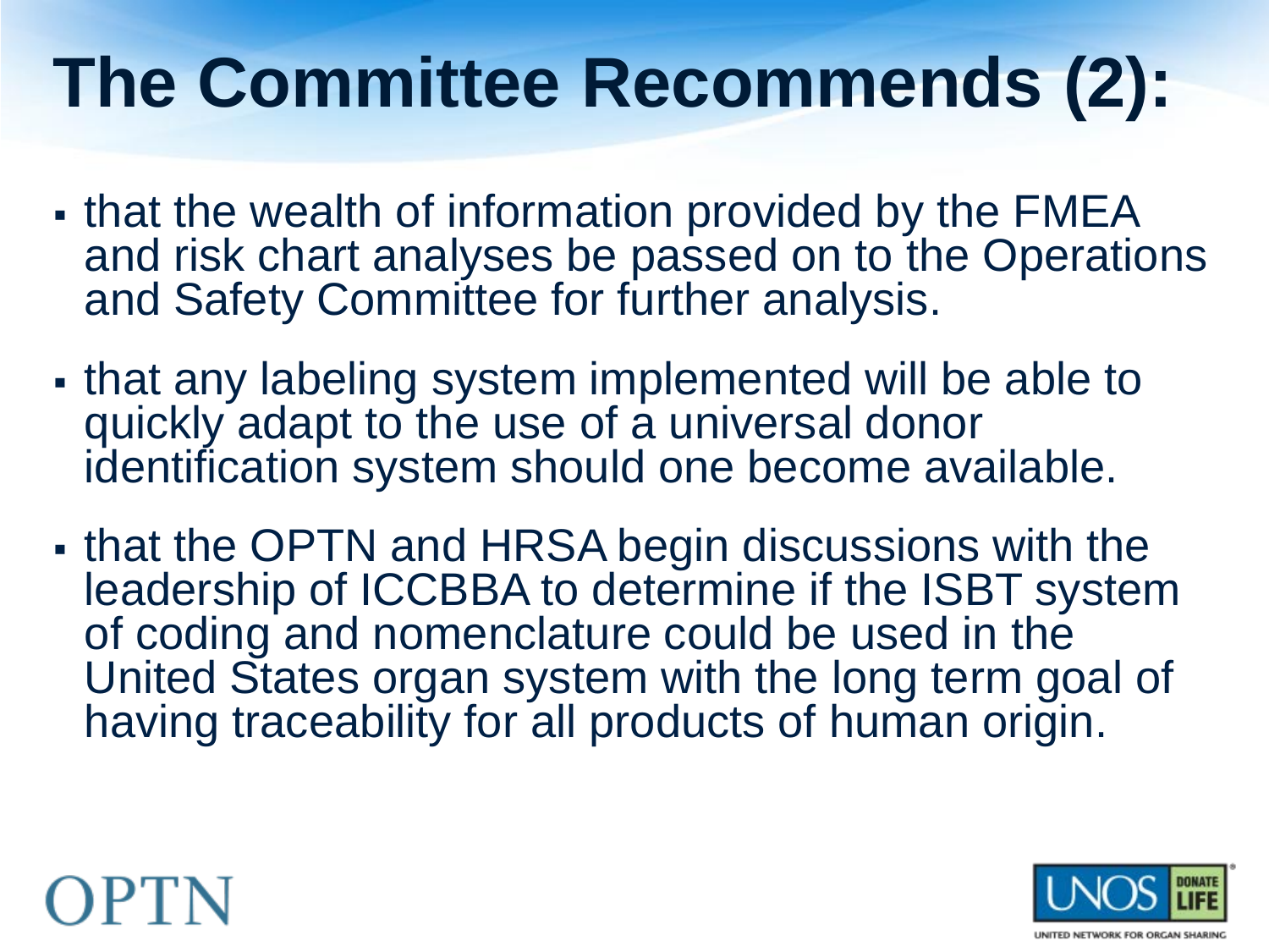# The Committee Recommends (2):

- that the wealth of information provided by the FMEA and risk chart analyses be passed on to the Operations and Safety Committee for further analysis.
- that any labeling system implemented will be able to quickly adapt to the use of a universal donor identification system should one become available.
- that the OPTN and HRSA begin discussions with the leadership of ICCBBA to determine if the ISBT system of coding and nomenclature could be used in the United States organ system with the long term goal of having traceability for all products of human origin.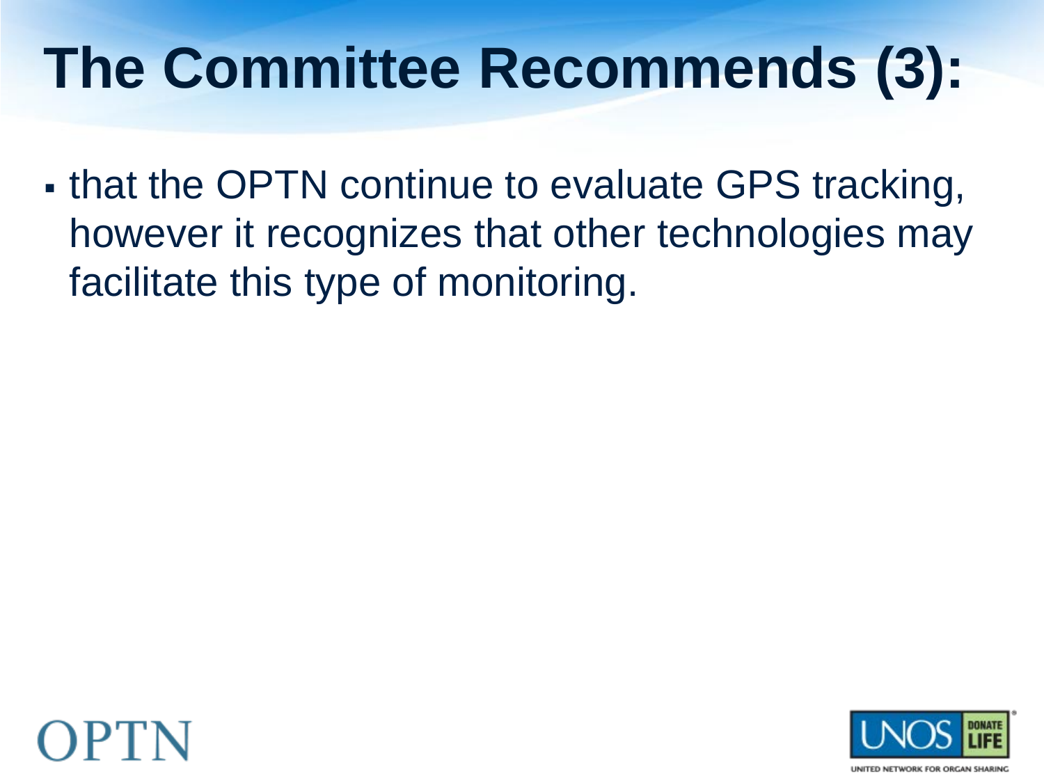# The Committee Recommends (3):

- that the OPTN continue to evaluate GPS tracking, however it recognizes that other technologies may facilitate this type of monitoring.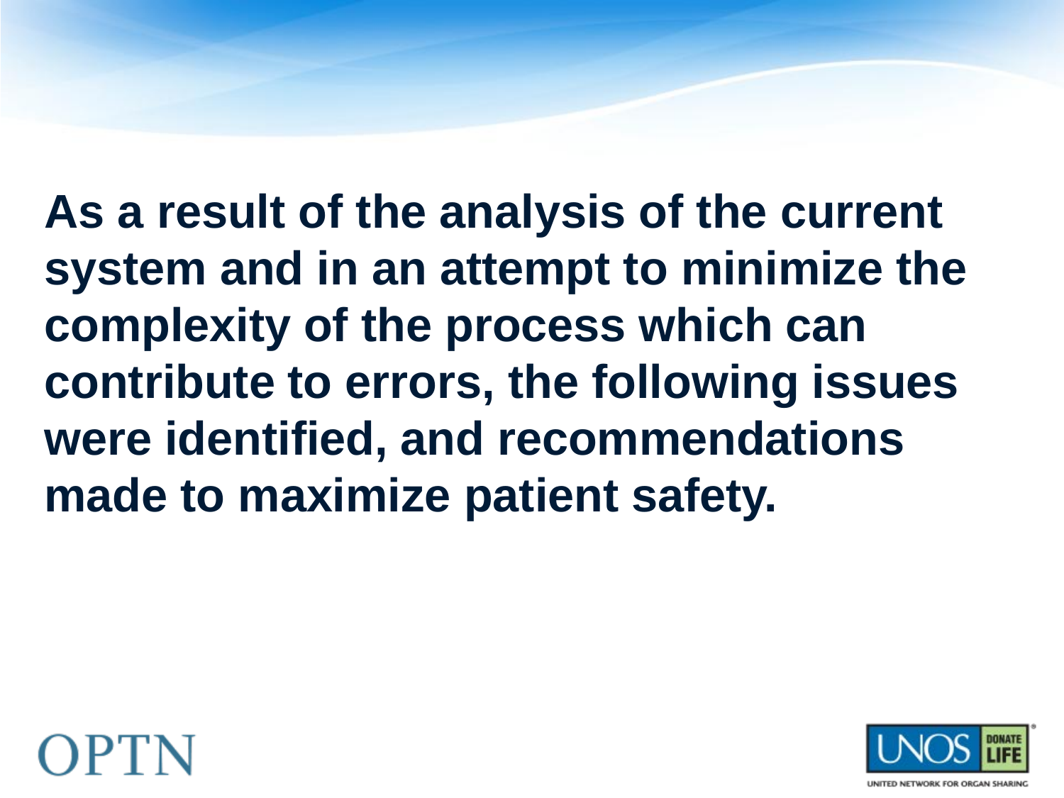**As a result of the analysis of the current system and in an attempt to minimize the complexity of the process which can contribute to errors, the following issues were identified, and recommendations made to maximize patient safety.**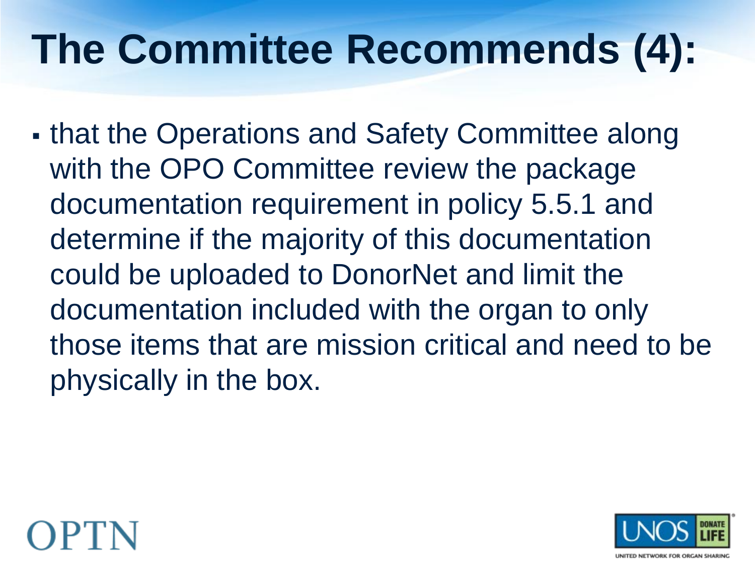# The Committee Recommends (4):

- that the Operations and Safety Committee along with the OPO Committee review the package documentation requirement in policy 5.5.1 and determine if the majority of this documentation could be uploaded to DonorNet and limit the documentation included with the organ to only those items that are mission critical and need to be physically in the box.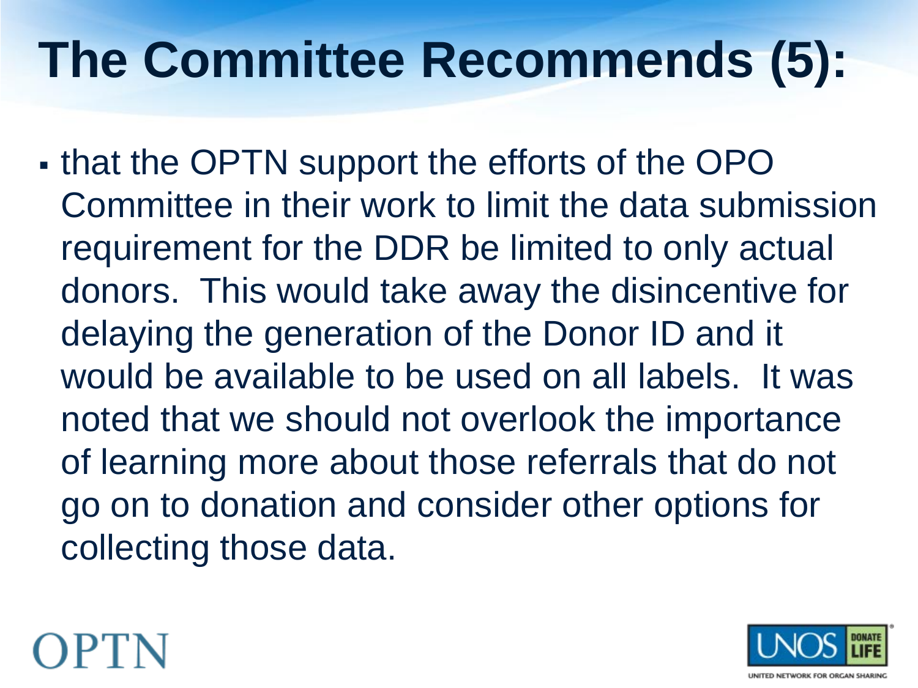# The Committee Recommends (5):

- that the OPTN support the efforts of the OPO Committee in their work to limit the data submission requirement for the DDR be limited to only actual donors. This would take away the disincentive for delaying the generation of the Donor ID and it would be available to be used on all labels. It was noted that we should not overlook the importance of learning more about those referrals that do not go on to donation and consider other options for collecting those data.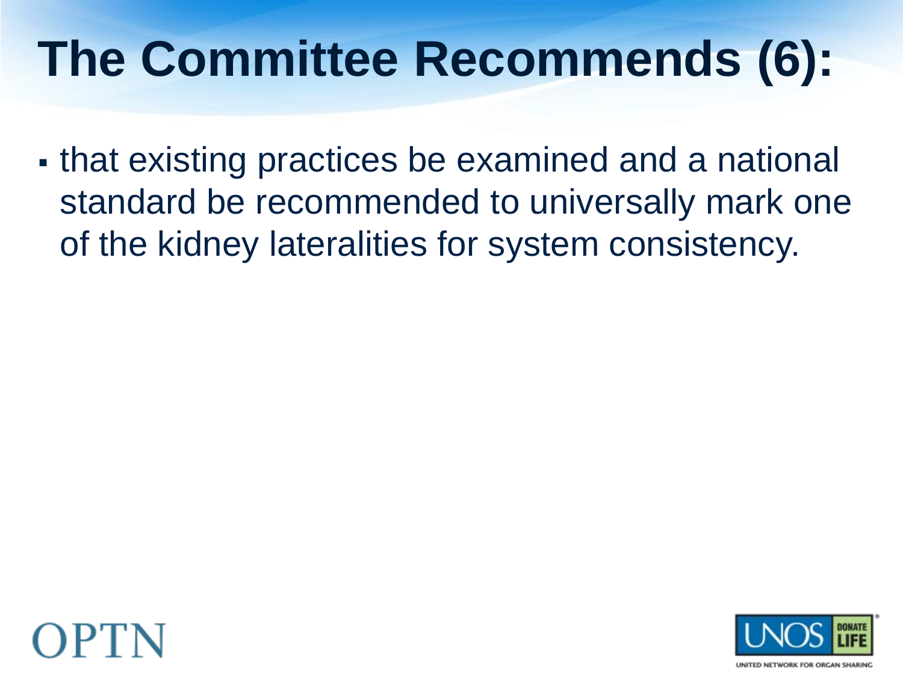# The Committee Recommends (6):

- that existing practices be examined and a national standard be recommended to universally mark one of the kidney lateralities for system consistency.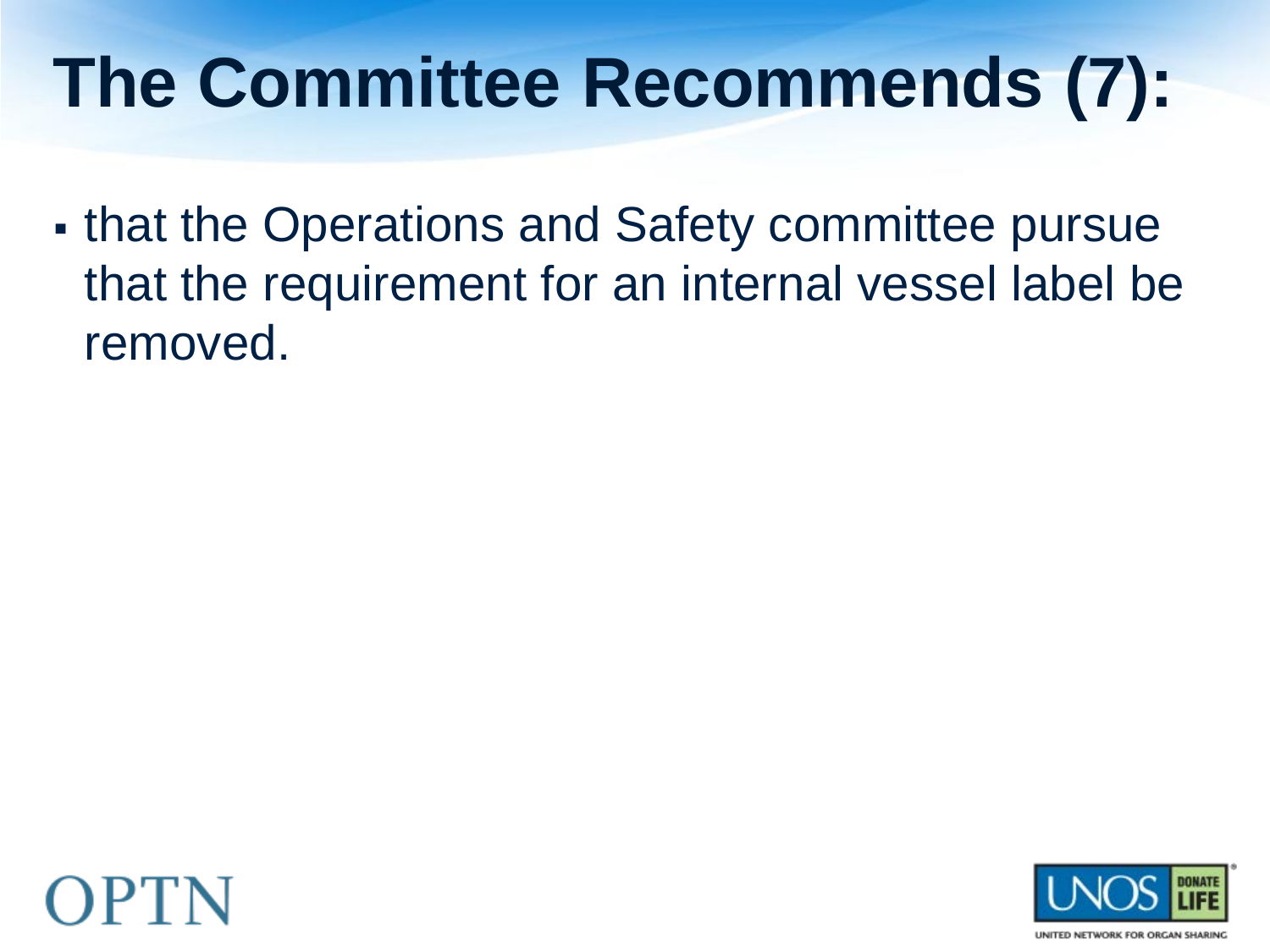# The Committee Recommends (7):

- that the Operations and Safety committee pursue that the requirement for an internal vessel label be removed.